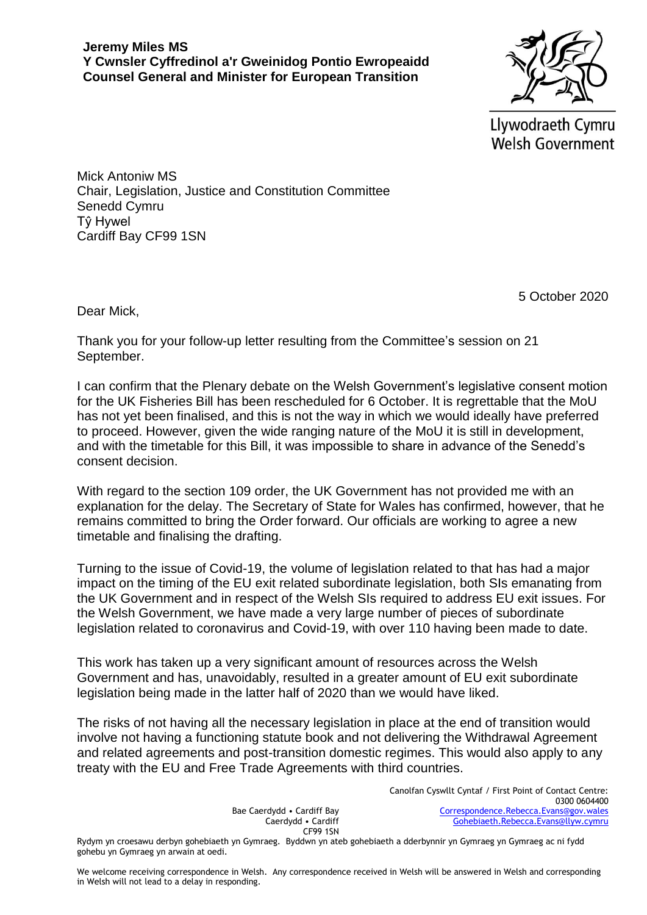**Jeremy Miles MS**
**Y Cwnsler Cyffredinol a'r Gweinidog Pontio Ewropeaidd**
**Counsel General and Minister for European Transition**

Llywodraeth Cymru
Welsh Government

Mick Antoniw MS
Chair, Legislation, Justice and Constitution Committee
Senedd Cymru
Tŷ Hywel
Cardiff Bay CF99 1SN

5 October 2020

Dear Mick,

Thank you for your follow-up letter resulting from the Committee's session on 21 September.

I can confirm that the Plenary debate on the Welsh Government's legislative consent motion for the UK Fisheries Bill has been rescheduled for 6 October. It is regrettable that the MoU has not yet been finalised, and this is not the way in which we would ideally have preferred to proceed. However, given the wide ranging nature of the MoU it is still in development, and with the timetable for this Bill, it was impossible to share in advance of the Senedd's consent decision.

With regard to the section 109 order, the UK Government has not provided me with an explanation for the delay. The Secretary of State for Wales has confirmed, however, that he remains committed to bring the Order forward. Our officials are working to agree a new timetable and finalising the drafting.

Turning to the issue of Covid-19, the volume of legislation related to that has had a major impact on the timing of the EU exit related subordinate legislation, both SIs emanating from the UK Government and in respect of the Welsh SIs required to address EU exit issues. For the Welsh Government, we have made a very large number of pieces of subordinate legislation related to coronavirus and Covid-19, with over 110 having been made to date.

This work has taken up a very significant amount of resources across the Welsh Government and has, unavoidably, resulted in a greater amount of EU exit subordinate legislation being made in the latter half of 2020 than we would have liked.

The risks of not having all the necessary legislation in place at the end of transition would involve not having a functioning statute book and not delivering the Withdrawal Agreement and related agreements and post-transition domestic regimes. This would also apply to any treaty with the EU and Free Trade Agreements with third countries.

Bae Caerdydd • Cardiff Bay
Caerdydd • Cardiff
CF99 1SN

Canolfan Cyswllt Cyntaf / First Point of Contact Centre:
0300 0604400
Correspondence.Rebecca.Evans@gov.wales
Gohebiaeth.Rebecca.Evans@llyw.cymru

Rydym yn croesawu derbyn gohebiaeth yn Gymraeg. Byddwn yn ateb gohebiaeth a dderbynnir yn Gymraeg yn Gymraeg ac ni fydd gohebu yn Gymraeg yn arwain at oedi.

We welcome receiving correspondence in Welsh. Any correspondence received in Welsh will be answered in Welsh and corresponding in Welsh will not lead to a delay in responding.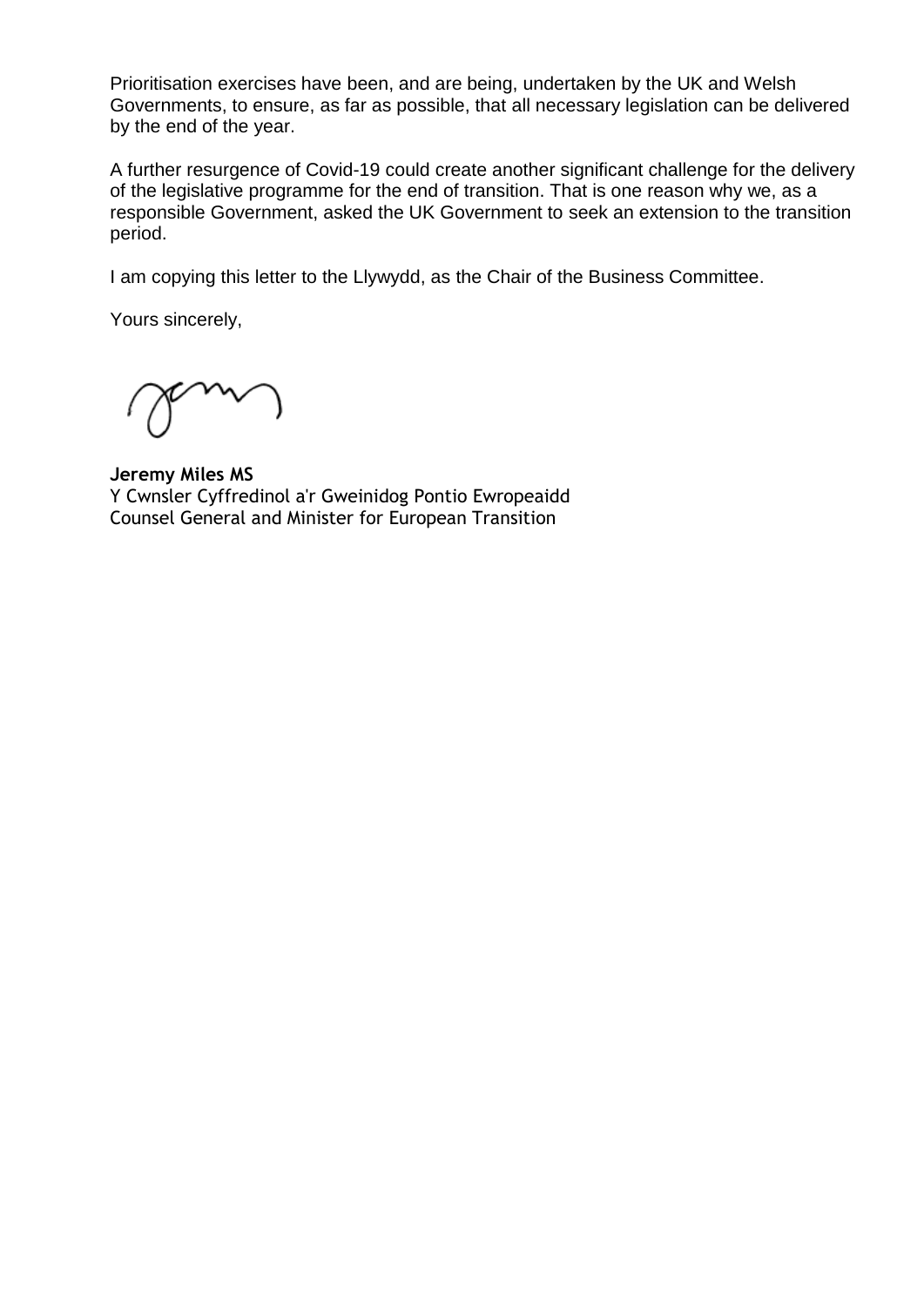Prioritisation exercises have been, and are being, undertaken by the UK and Welsh Governments, to ensure, as far as possible, that all necessary legislation can be delivered by the end of the year.

A further resurgence of Covid-19 could create another significant challenge for the delivery of the legislative programme for the end of transition. That is one reason why we, as a responsible Government, asked the UK Government to seek an extension to the transition period.

I am copying this letter to the Llywydd, as the Chair of the Business Committee.

Yours sincerely,

**Jeremy Miles MS**
Y Cwnsler Cyffredinol a'r Gweinidog Pontio Ewropeaidd
Counsel General and Minister for European Transition